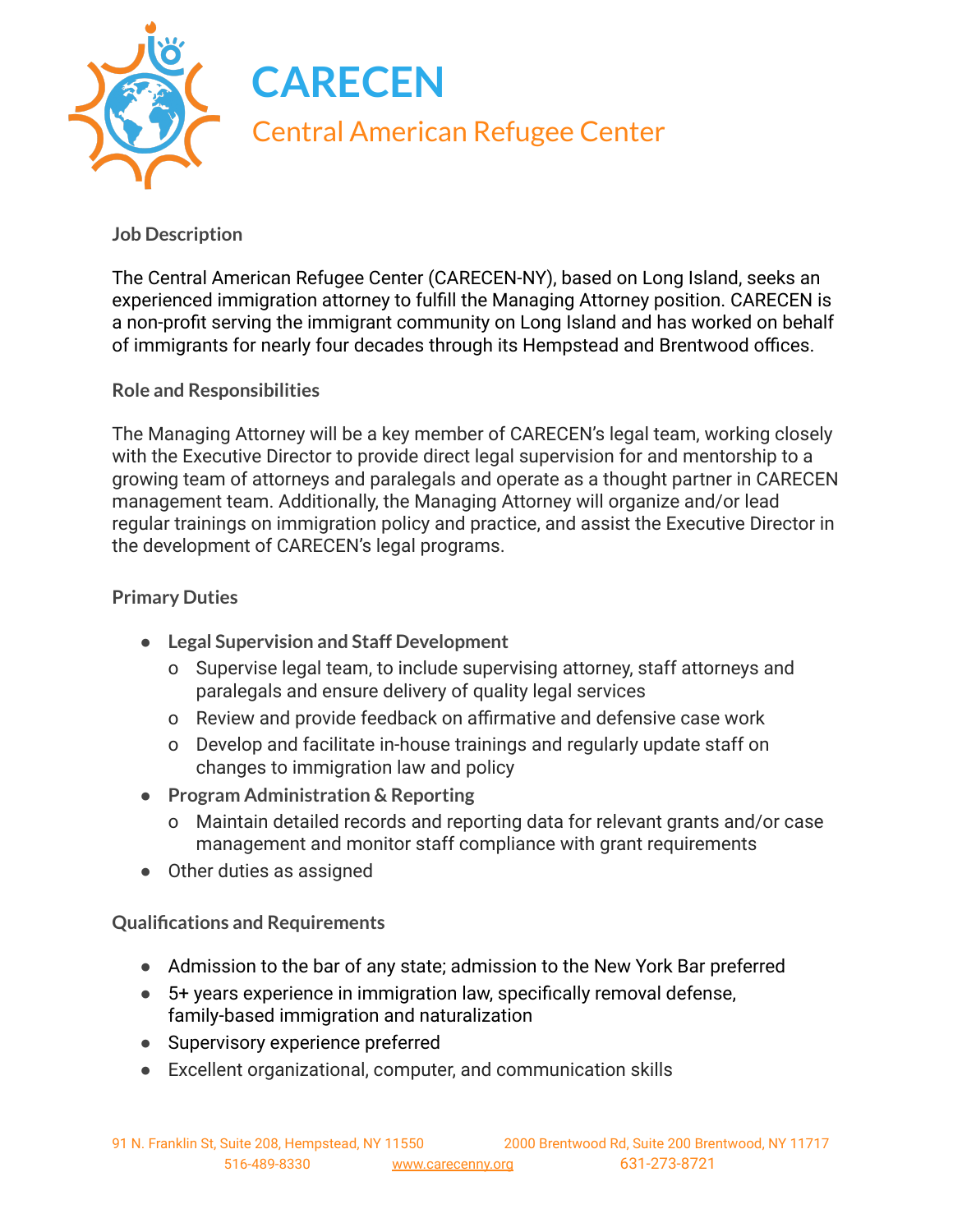# CARECEN

## Central American Refugee Center

### Job Description

The Central American Refugee Center (CARECEN-NY), based on Long Island, seeks an experienced immigration attorney to fulfill the Managing Attorney position. CARECEN is a non-profit serving the immigrant community on Long Island and has worked on behalf of immigrants for nearly four decades through its Hempstead and Brentwood offices.

### Role and Responsibilities

The Managing Attorney will be a key member of CARECEN's legal team, working closely with the Executive Director to provide direct legal supervision for and mentorship to a growing team of attorneys and paralegals and operate as a thought partner in CARECEN management team. Additionally, the Managing Attorney will organize and/or lead regular trainings on immigration policy and practice, and assist the Executive Director in the development of CARECEN's legal programs.

### Primary Duties

- **Legal Supervision and Staff Development**
  - Supervise legal team, to include supervising attorney, staff attorneys and paralegals and ensure delivery of quality legal services
  - Review and provide feedback on affirmative and defensive case work
  - Develop and facilitate in-house trainings and regularly update staff on changes to immigration law and policy
- **Program Administration & Reporting**
  - Maintain detailed records and reporting data for relevant grants and/or case management and monitor staff compliance with grant requirements
- Other duties as assigned

### Qualifications and Requirements

- Admission to the bar of any state; admission to the New York Bar preferred
- 5+ years experience in immigration law, specifically removal defense, family-based immigration and naturalization
- Supervisory experience preferred
- Excellent organizational, computer, and communication skills

91 N. Franklin St, Suite 208, Hempstead, NY 11550 | 516-489-8330
2000 Brentwood Rd, Suite 200 Brentwood, NY 11717 | 631-273-8721
www.carecenny.org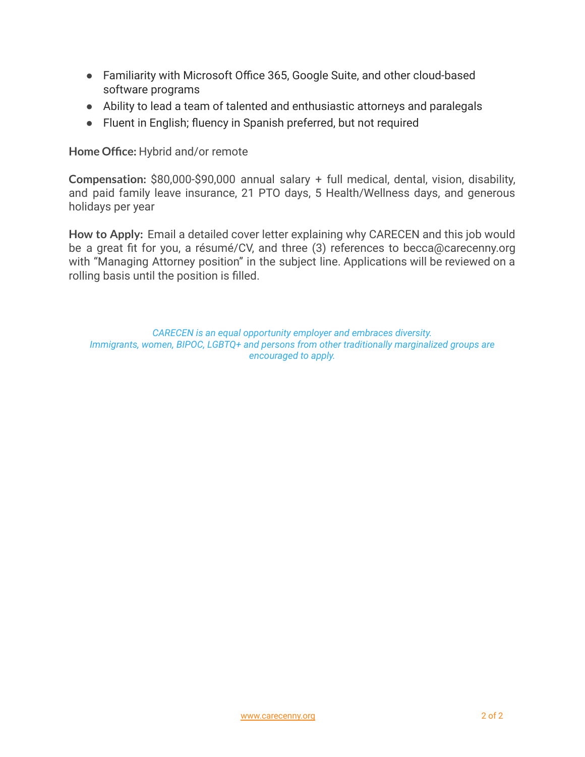- Familiarity with Microsoft Office 365, Google Suite, and other cloud-based software programs
- Ability to lead a team of talented and enthusiastic attorneys and paralegals
- Fluent in English; fluency in Spanish preferred, but not required

**Home Office:** Hybrid and/or remote

**Compensation:** $80,000-$90,000 annual salary + full medical, dental, vision, disability, and paid family leave insurance, 21 PTO days, 5 Health/Wellness days, and generous holidays per year

**How to Apply:** Email a detailed cover letter explaining why CARECEN and this job would be a great fit for you, a résumé/CV, and three (3) references to becca@carecenny.org with "Managing Attorney position" in the subject line. Applications will be reviewed on a rolling basis until the position is filled.

*CARECEN is an equal opportunity employer and embraces diversity.*
*Immigrants, women, BIPOC, LGBTQ+ and persons from other traditionally marginalized groups are encouraged to apply.*

www.carecenny.org